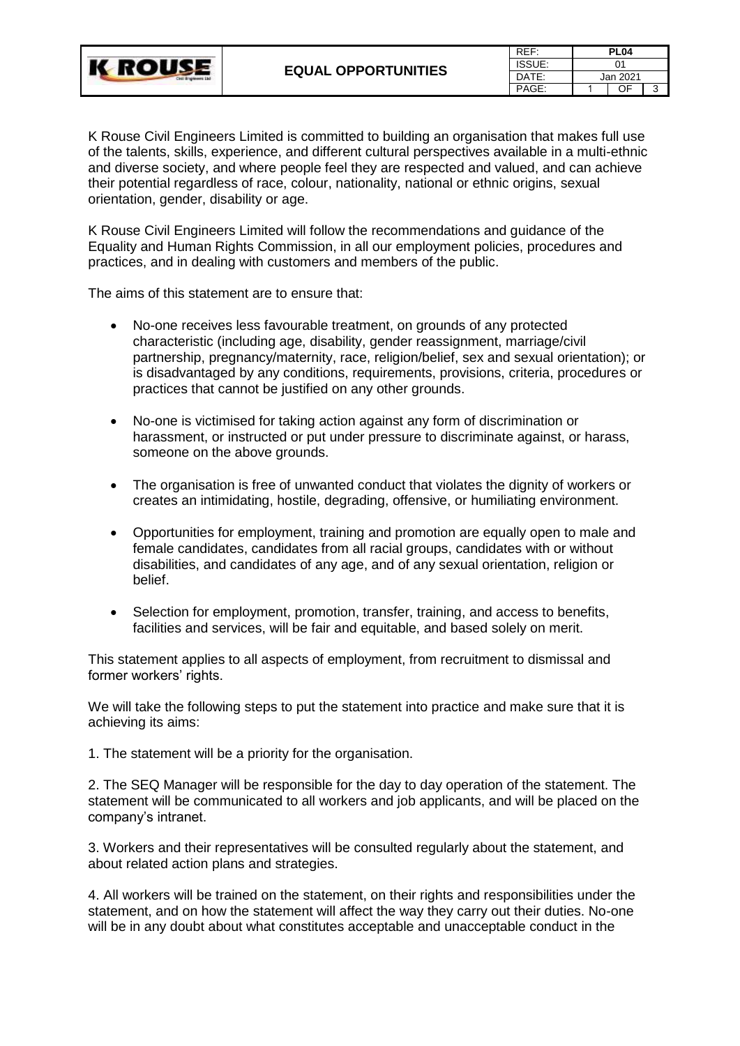# EQUAL OPPORTUNITIES

K Rouse Civil Engineers Limited is committed to building an organisation that makes full use of the talents, skills, experience, and different cultural perspectives available in a multi-ethnic and diverse society, and where people feel they are respected and valued, and can achieve their potential regardless of race, colour, nationality, national or ethnic origins, sexual orientation, gender, disability or age.

K Rouse Civil Engineers Limited will follow the recommendations and guidance of the Equality and Human Rights Commission, in all our employment policies, procedures and practices, and in dealing with customers and members of the public.

The aims of this statement are to ensure that:

- No-one receives less favourable treatment, on grounds of any protected characteristic (including age, disability, gender reassignment, marriage/civil partnership, pregnancy/maternity, race, religion/belief, sex and sexual orientation); or is disadvantaged by any conditions, requirements, provisions, criteria, procedures or practices that cannot be justified on any other grounds.

- No-one is victimised for taking action against any form of discrimination or harassment, or instructed or put under pressure to discriminate against, or harass, someone on the above grounds.

- The organisation is free of unwanted conduct that violates the dignity of workers or creates an intimidating, hostile, degrading, offensive, or humiliating environment.

- Opportunities for employment, training and promotion are equally open to male and female candidates, candidates from all racial groups, candidates with or without disabilities, and candidates of any age, and of any sexual orientation, religion or belief.

- Selection for employment, promotion, transfer, training, and access to benefits, facilities and services, will be fair and equitable, and based solely on merit.

This statement applies to all aspects of employment, from recruitment to dismissal and former workers' rights.

We will take the following steps to put the statement into practice and make sure that it is achieving its aims:

1. The statement will be a priority for the organisation.

2. The SEQ Manager will be responsible for the day to day operation of the statement. The statement will be communicated to all workers and job applicants, and will be placed on the company's intranet.

3. Workers and their representatives will be consulted regularly about the statement, and about related action plans and strategies.

4. All workers will be trained on the statement, on their rights and responsibilities under the statement, and on how the statement will affect the way they carry out their duties. No-one will be in any doubt about what constitutes acceptable and unacceptable conduct in the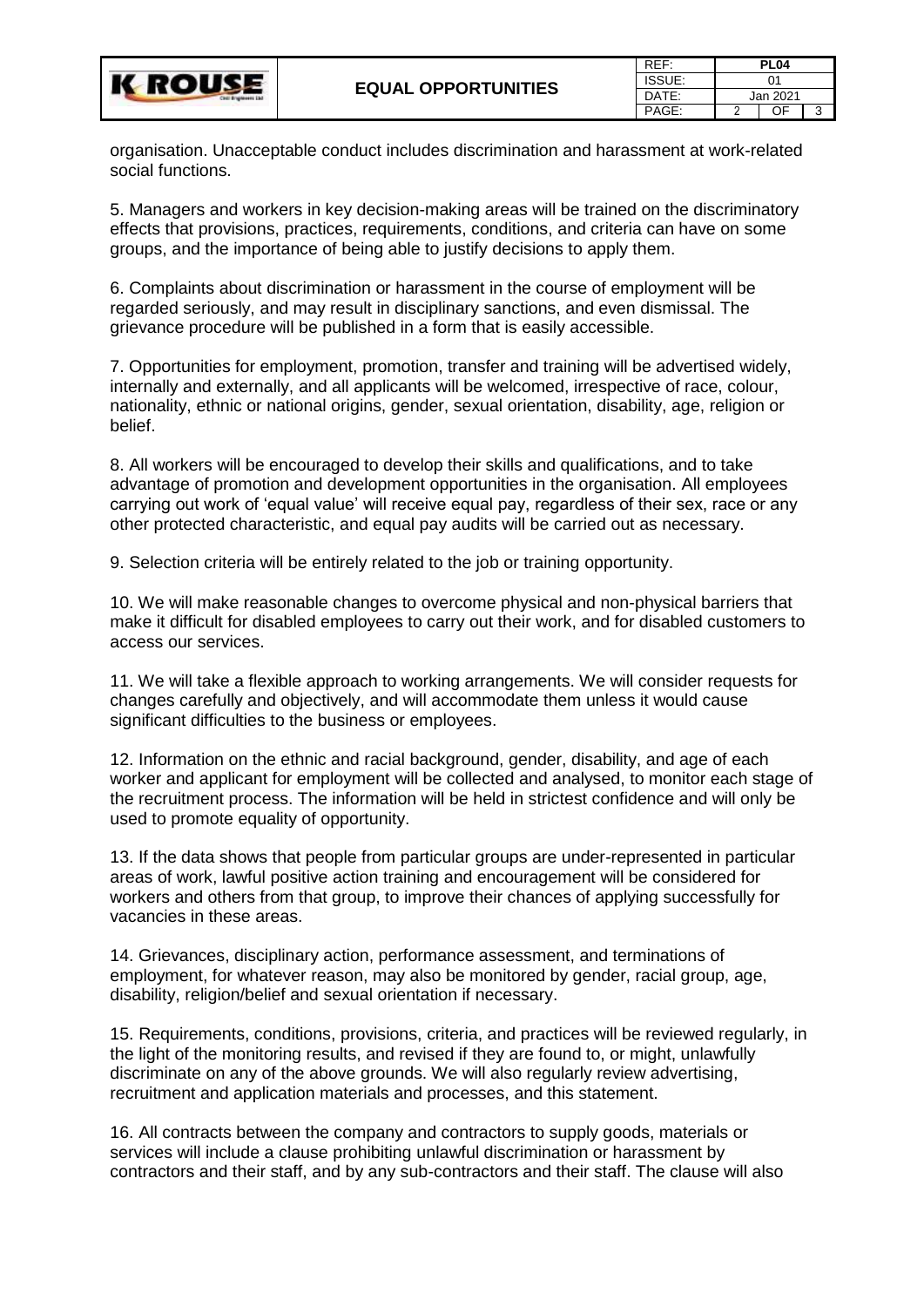organisation. Unacceptable conduct includes discrimination and harassment at work-related social functions.

5. Managers and workers in key decision-making areas will be trained on the discriminatory effects that provisions, practices, requirements, conditions, and criteria can have on some groups, and the importance of being able to justify decisions to apply them.

6. Complaints about discrimination or harassment in the course of employment will be regarded seriously, and may result in disciplinary sanctions, and even dismissal. The grievance procedure will be published in a form that is easily accessible.

7. Opportunities for employment, promotion, transfer and training will be advertised widely, internally and externally, and all applicants will be welcomed, irrespective of race, colour, nationality, ethnic or national origins, gender, sexual orientation, disability, age, religion or belief.

8. All workers will be encouraged to develop their skills and qualifications, and to take advantage of promotion and development opportunities in the organisation. All employees carrying out work of 'equal value' will receive equal pay, regardless of their sex, race or any other protected characteristic, and equal pay audits will be carried out as necessary.

9. Selection criteria will be entirely related to the job or training opportunity.

10. We will make reasonable changes to overcome physical and non-physical barriers that make it difficult for disabled employees to carry out their work, and for disabled customers to access our services.

11. We will take a flexible approach to working arrangements. We will consider requests for changes carefully and objectively, and will accommodate them unless it would cause significant difficulties to the business or employees.

12. Information on the ethnic and racial background, gender, disability, and age of each worker and applicant for employment will be collected and analysed, to monitor each stage of the recruitment process. The information will be held in strictest confidence and will only be used to promote equality of opportunity.

13. If the data shows that people from particular groups are under-represented in particular areas of work, lawful positive action training and encouragement will be considered for workers and others from that group, to improve their chances of applying successfully for vacancies in these areas.

14. Grievances, disciplinary action, performance assessment, and terminations of employment, for whatever reason, may also be monitored by gender, racial group, age, disability, religion/belief and sexual orientation if necessary.

15. Requirements, conditions, provisions, criteria, and practices will be reviewed regularly, in the light of the monitoring results, and revised if they are found to, or might, unlawfully discriminate on any of the above grounds. We will also regularly review advertising, recruitment and application materials and processes, and this statement.

16. All contracts between the company and contractors to supply goods, materials or services will include a clause prohibiting unlawful discrimination or harassment by contractors and their staff, and by any sub-contractors and their staff. The clause will also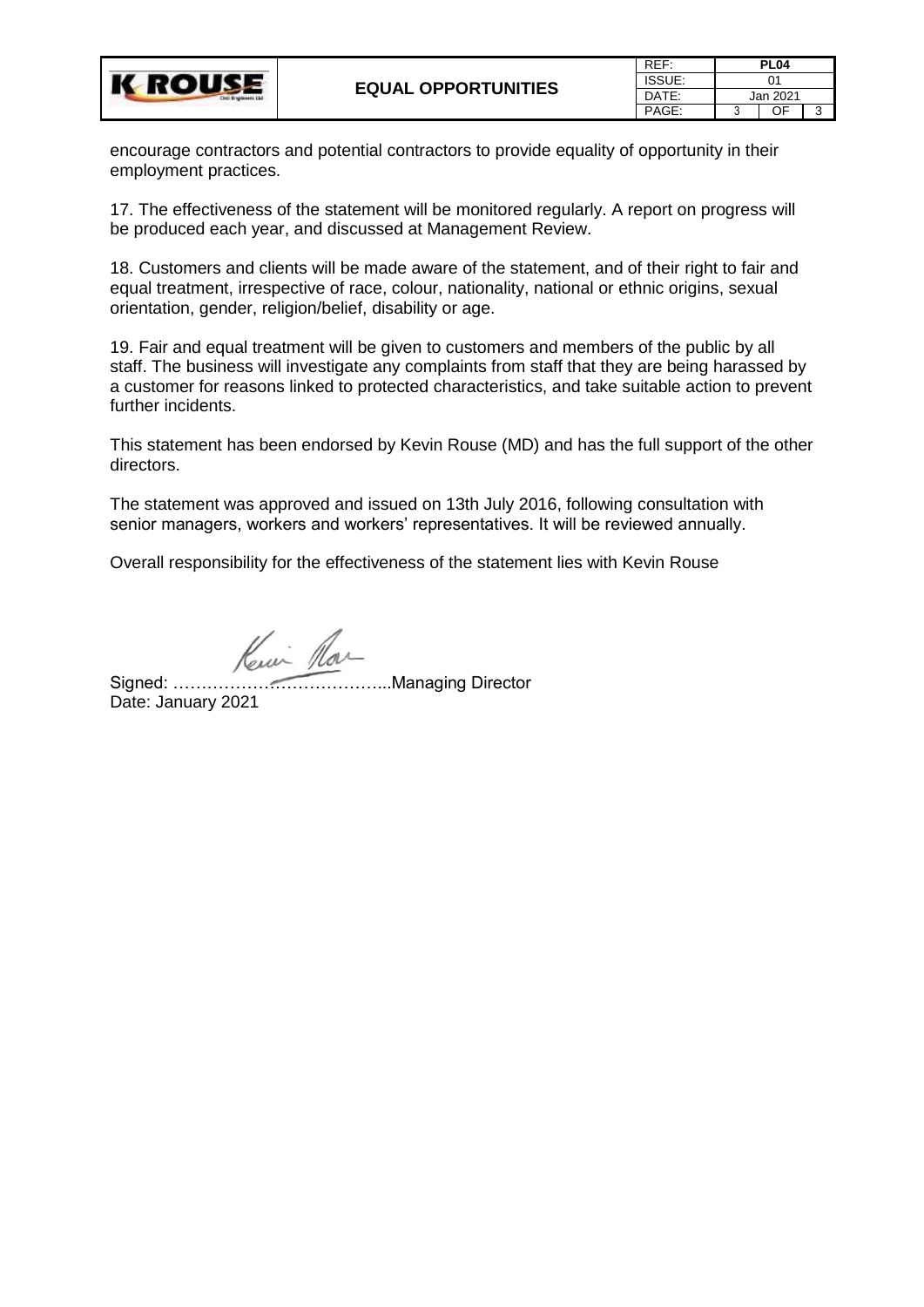encourage contractors and potential contractors to provide equality of opportunity in their employment practices.

17. The effectiveness of the statement will be monitored regularly. A report on progress will be produced each year, and discussed at Management Review.

18. Customers and clients will be made aware of the statement, and of their right to fair and equal treatment, irrespective of race, colour, nationality, national or ethnic origins, sexual orientation, gender, religion/belief, disability or age.

19. Fair and equal treatment will be given to customers and members of the public by all staff. The business will investigate any complaints from staff that they are being harassed by a customer for reasons linked to protected characteristics, and take suitable action to prevent further incidents.

This statement has been endorsed by Kevin Rouse (MD) and has the full support of the other directors.

The statement was approved and issued on 13th July 2016, following consultation with senior managers, workers and workers' representatives. It will be reviewed annually.

Overall responsibility for the effectiveness of the statement lies with Kevin Rouse

Signed: ………………………………...Managing Director
Date: January 2021